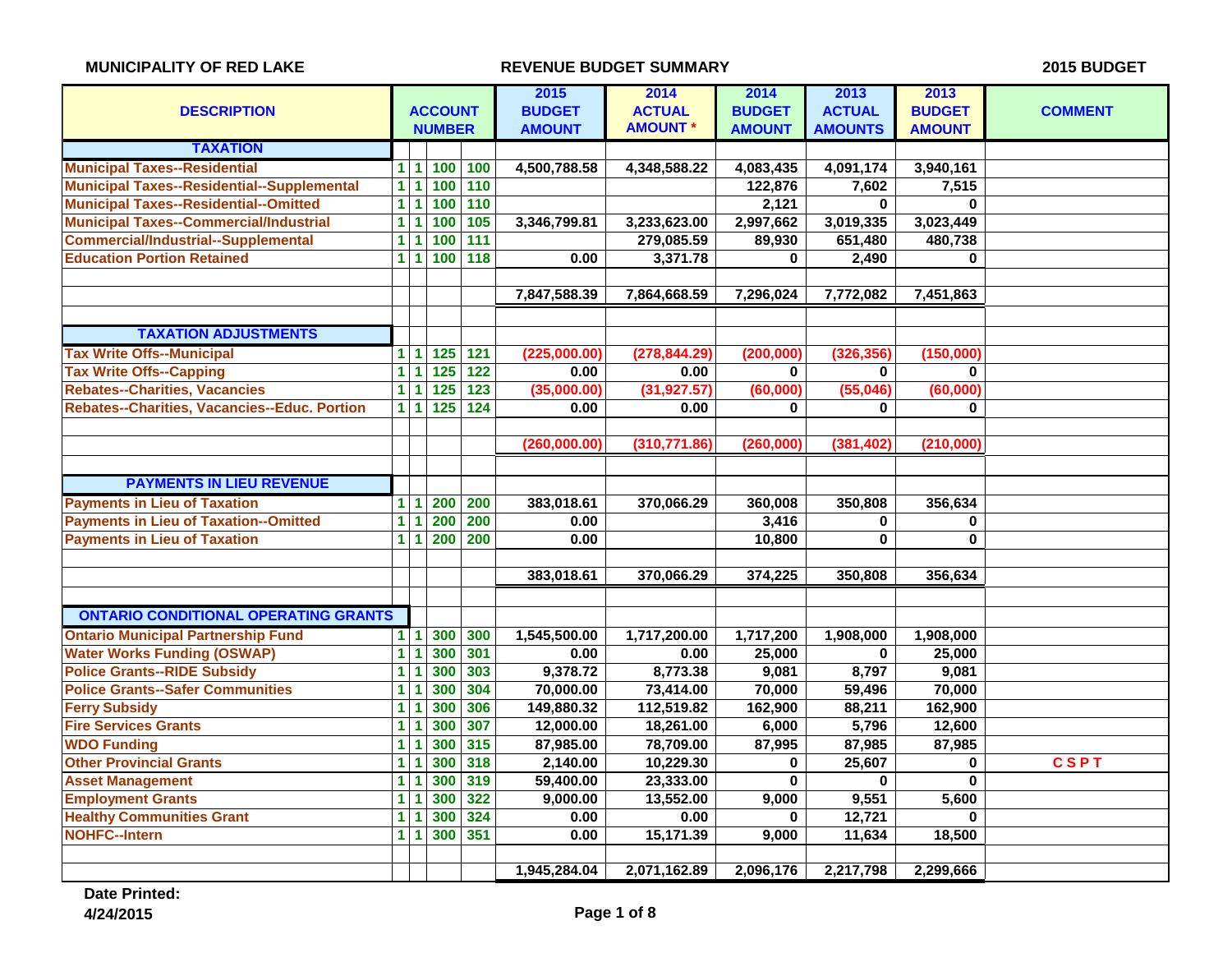**MUNICIPALITY OF RED LAKE** — **REVENUE BUDGET SUMMARY** — **2015 BUDGET**

| DESCRIPTION | ACCOUNT NUMBER | | | | 2015 BUDGET AMOUNT | 2014 ACTUAL AMOUNT * | 2014 BUDGET AMOUNT | 2013 ACTUAL AMOUNTS | 2013 BUDGET AMOUNT | COMMENT |
|---|---|---|---|---|---|---|---|---|---|---|
| **TAXATION** | | | | | | | | | | |
| Municipal Taxes--Residential | 1 | 1 | 100 | 100 | 4,500,788.58 | 4,348,588.22 | 4,083,435 | 4,091,174 | 3,940,161 | |
| Municipal Taxes--Residential--Supplemental | 1 | 1 | 100 | 110 | | | 122,876 | 7,602 | 7,515 | |
| Municipal Taxes--Residential--Omitted | 1 | 1 | 100 | 110 | | | 2,121 | 0 | 0 | |
| Municipal Taxes--Commercial/Industrial | 1 | 1 | 100 | 105 | 3,346,799.81 | 3,233,623.00 | 2,997,662 | 3,019,335 | 3,023,449 | |
| Commercial/Industrial--Supplemental | 1 | 1 | 100 | 111 | | 279,085.59 | 89,930 | 651,480 | 480,738 | |
| Education Portion Retained | 1 | 1 | 100 | 118 | 0.00 | 3,371.78 | 0 | 2,490 | 0 | |
| | | | | | 7,847,588.39 | 7,864,668.59 | 7,296,024 | 7,772,082 | 7,451,863 | |
| **TAXATION ADJUSTMENTS** | | | | | | | | | | |
| Tax Write Offs--Municipal | 1 | 1 | 125 | 121 | (225,000.00) | (278,844.29) | (200,000) | (326,356) | (150,000) | |
| Tax Write Offs--Capping | 1 | 1 | 125 | 122 | 0.00 | 0.00 | 0 | 0 | 0 | |
| Rebates--Charities, Vacancies | 1 | 1 | 125 | 123 | (35,000.00) | (31,927.57) | (60,000) | (55,046) | (60,000) | |
| Rebates--Charities, Vacancies--Educ. Portion | 1 | 1 | 125 | 124 | 0.00 | 0.00 | 0 | 0 | 0 | |
| | | | | | (260,000.00) | (310,771.86) | (260,000) | (381,402) | (210,000) | |
| **PAYMENTS IN LIEU REVENUE** | | | | | | | | | | |
| Payments in Lieu of Taxation | 1 | 1 | 200 | 200 | 383,018.61 | 370,066.29 | 360,008 | 350,808 | 356,634 | |
| Payments in Lieu of Taxation--Omitted | 1 | 1 | 200 | 200 | 0.00 | | 3,416 | 0 | 0 | |
| Payments in Lieu of Taxation | 1 | 1 | 200 | 200 | 0.00 | | 10,800 | 0 | 0 | |
| | | | | | 383,018.61 | 370,066.29 | 374,225 | 350,808 | 356,634 | |
| **ONTARIO CONDITIONAL OPERATING GRANTS** | | | | | | | | | | |
| Ontario Municipal Partnership Fund | 1 | 1 | 300 | 300 | 1,545,500.00 | 1,717,200.00 | 1,717,200 | 1,908,000 | 1,908,000 | |
| Water Works Funding (OSWAP) | 1 | 1 | 300 | 301 | 0.00 | 0.00 | 25,000 | 0 | 25,000 | |
| Police Grants--RIDE Subsidy | 1 | 1 | 300 | 303 | 9,378.72 | 8,773.38 | 9,081 | 8,797 | 9,081 | |
| Police Grants--Safer Communities | 1 | 1 | 300 | 304 | 70,000.00 | 73,414.00 | 70,000 | 59,496 | 70,000 | |
| Ferry Subsidy | 1 | 1 | 300 | 306 | 149,880.32 | 112,519.82 | 162,900 | 88,211 | 162,900 | |
| Fire Services Grants | 1 | 1 | 300 | 307 | 12,000.00 | 18,261.00 | 6,000 | 5,796 | 12,600 | |
| WDO Funding | 1 | 1 | 300 | 315 | 87,985.00 | 78,709.00 | 87,995 | 87,985 | 87,985 | |
| Other Provincial Grants | 1 | 1 | 300 | 318 | 2,140.00 | 10,229.30 | 0 | 25,607 | 0 | CSPT |
| Asset Management | 1 | 1 | 300 | 319 | 59,400.00 | 23,333.00 | 0 | 0 | 0 | |
| Employment Grants | 1 | 1 | 300 | 322 | 9,000.00 | 13,552.00 | 9,000 | 9,551 | 5,600 | |
| Healthy Communities Grant | 1 | 1 | 300 | 324 | 0.00 | 0.00 | 0 | 12,721 | 0 | |
| NOHFC--Intern | 1 | 1 | 300 | 351 | 0.00 | 15,171.39 | 9,000 | 11,634 | 18,500 | |
| | | | | | 1,945,284.04 | 2,071,162.89 | 2,096,176 | 2,217,798 | 2,299,666 | |

**Date Printed:**
**4/24/2015**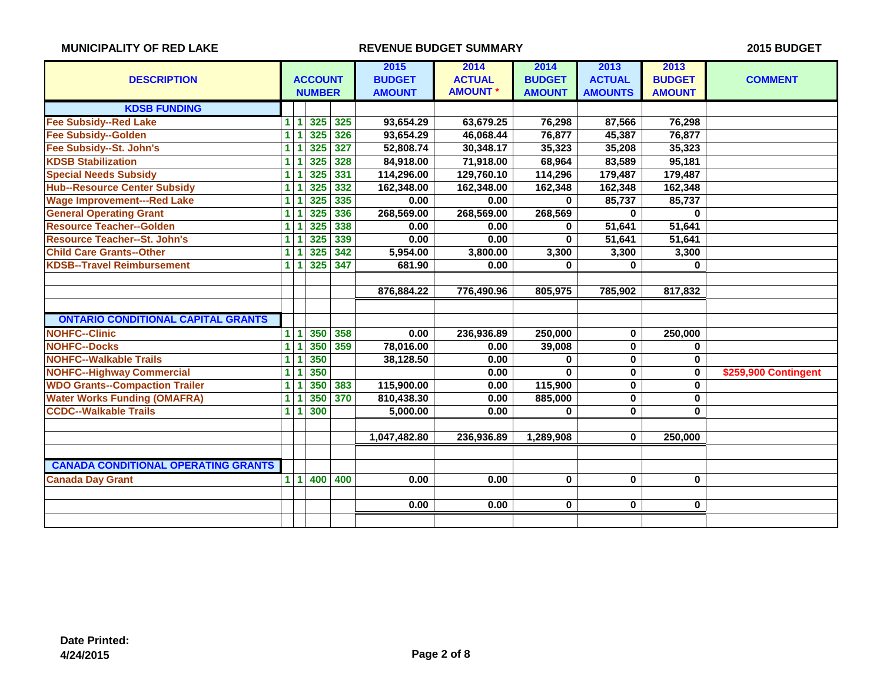**MUNICIPALITY OF RED LAKE** — **REVENUE BUDGET SUMMARY** — **2015 BUDGET**

| DESCRIPTION | ACCOUNT NUMBER | | | | 2015 BUDGET AMOUNT | 2014 ACTUAL AMOUNT * | 2014 BUDGET AMOUNT | 2013 ACTUAL AMOUNTS | 2013 BUDGET AMOUNT | COMMENT |
|---|---|---|---|---|---|---|---|---|---|---|
| **KDSB FUNDING** | | | | | | | | | | |
| Fee Subsidy--Red Lake | 1 | 1 | 325 | 325 | 93,654.29 | 63,679.25 | 76,298 | 87,566 | 76,298 | |
| Fee Subsidy--Golden | 1 | 1 | 325 | 326 | 93,654.29 | 46,068.44 | 76,877 | 45,387 | 76,877 | |
| Fee Subsidy--St. John's | 1 | 1 | 325 | 327 | 52,808.74 | 30,348.17 | 35,323 | 35,208 | 35,323 | |
| KDSB Stabilization | 1 | 1 | 325 | 328 | 84,918.00 | 71,918.00 | 68,964 | 83,589 | 95,181 | |
| Special Needs Subsidy | 1 | 1 | 325 | 331 | 114,296.00 | 129,760.10 | 114,296 | 179,487 | 179,487 | |
| Hub--Resource Center Subsidy | 1 | 1 | 325 | 332 | 162,348.00 | 162,348.00 | 162,348 | 162,348 | 162,348 | |
| Wage Improvement---Red Lake | 1 | 1 | 325 | 335 | 0.00 | 0.00 | 0 | 85,737 | 85,737 | |
| General Operating Grant | 1 | 1 | 325 | 336 | 268,569.00 | 268,569.00 | 268,569 | 0 | 0 | |
| Resource Teacher--Golden | 1 | 1 | 325 | 338 | 0.00 | 0.00 | 0 | 51,641 | 51,641 | |
| Resource Teacher--St. John's | 1 | 1 | 325 | 339 | 0.00 | 0.00 | 0 | 51,641 | 51,641 | |
| Child Care Grants--Other | 1 | 1 | 325 | 342 | 5,954.00 | 3,800.00 | 3,300 | 3,300 | 3,300 | |
| KDSB--Travel Reimbursement | 1 | 1 | 325 | 347 | 681.90 | 0.00 | 0 | 0 | 0 | |
| | | | | | 876,884.22 | 776,490.96 | 805,975 | 785,902 | 817,832 | |
| **ONTARIO CONDITIONAL CAPITAL GRANTS** | | | | | | | | | | |
| NOHFC--Clinic | 1 | 1 | 350 | 358 | 0.00 | 236,936.89 | 250,000 | 0 | 250,000 | |
| NOHFC--Docks | 1 | 1 | 350 | 359 | 78,016.00 | 0.00 | 39,008 | 0 | 0 | |
| NOHFC--Walkable Trails | 1 | 1 | 350 | | 38,128.50 | 0.00 | 0 | 0 | 0 | |
| NOHFC--Highway Commercial | 1 | 1 | 350 | | | 0.00 | 0 | 0 | 0 | $259,900 Contingent |
| WDO Grants--Compaction Trailer | 1 | 1 | 350 | 383 | 115,900.00 | 0.00 | 115,900 | 0 | 0 | |
| Water Works Funding (OMAFRA) | 1 | 1 | 350 | 370 | 810,438.30 | 0.00 | 885,000 | 0 | 0 | |
| CCDC--Walkable Trails | 1 | 1 | 300 | | 5,000.00 | 0.00 | 0 | 0 | 0 | |
| | | | | | 1,047,482.80 | 236,936.89 | 1,289,908 | 0 | 250,000 | |
| **CANADA CONDITIONAL OPERATING GRANTS** | | | | | | | | | | |
| Canada Day Grant | 1 | 1 | 400 | 400 | 0.00 | 0.00 | 0 | 0 | 0 | |
| | | | | | 0.00 | 0.00 | 0 | 0 | 0 | |

**Date Printed:**
**4/24/2015**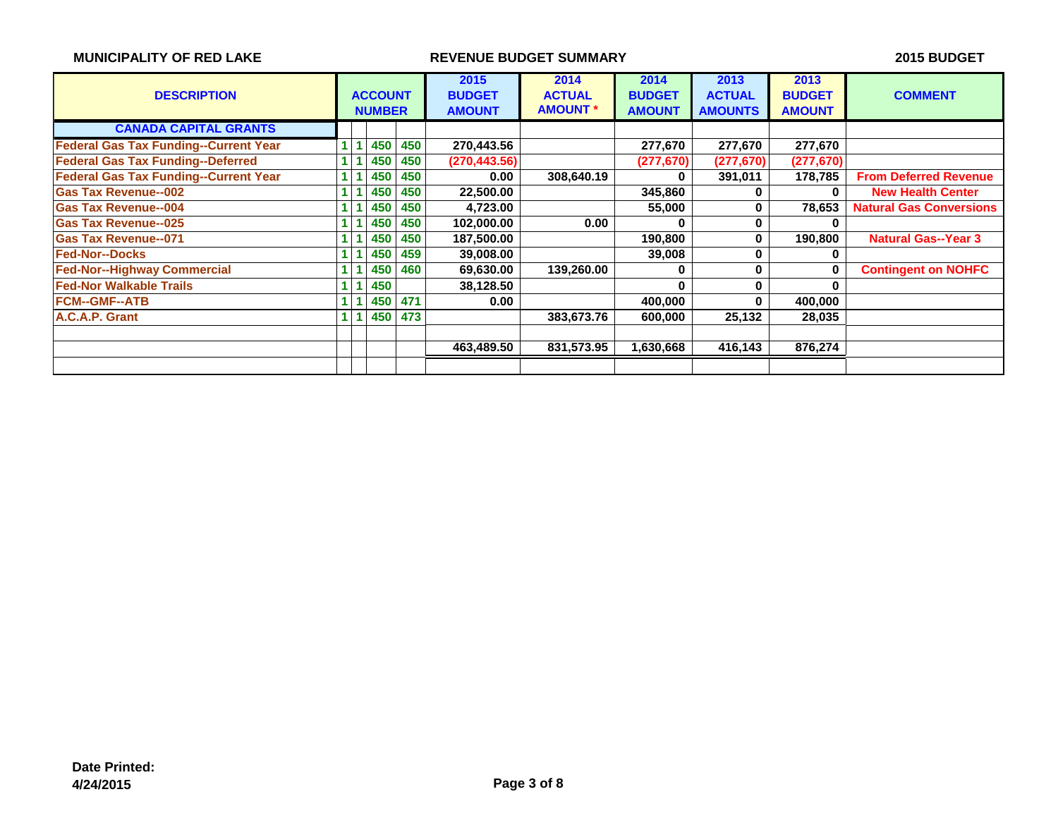**MUNICIPALITY OF RED LAKE** — **REVENUE BUDGET SUMMARY** — **2015 BUDGET**

| DESCRIPTION | ACCOUNT NUMBER | | | | 2015 BUDGET AMOUNT | 2014 ACTUAL AMOUNT * | 2014 BUDGET AMOUNT | 2013 ACTUAL AMOUNTS | 2013 BUDGET AMOUNT | COMMENT |
|---|---|---|---|---|---|---|---|---|---|---|
| **CANADA CAPITAL GRANTS** | | | | | | | | | | |
| Federal Gas Tax Funding--Current Year | 1 | 1 | 450 | 450 | 270,443.56 | | 277,670 | 277,670 | 277,670 | |
| Federal Gas Tax Funding--Deferred | 1 | 1 | 450 | 450 | (270,443.56) | | (277,670) | (277,670) | (277,670) | |
| Federal Gas Tax Funding--Current Year | 1 | 1 | 450 | 450 | 0.00 | 308,640.19 | 0 | 391,011 | 178,785 | From Deferred Revenue |
| Gas Tax Revenue--002 | 1 | 1 | 450 | 450 | 22,500.00 | | 345,860 | 0 | 0 | New Health Center |
| Gas Tax Revenue--004 | 1 | 1 | 450 | 450 | 4,723.00 | | 55,000 | 0 | 78,653 | Natural Gas Conversions |
| Gas Tax Revenue--025 | 1 | 1 | 450 | 450 | 102,000.00 | 0.00 | 0 | 0 | 0 | |
| Gas Tax Revenue--071 | 1 | 1 | 450 | 450 | 187,500.00 | | 190,800 | 0 | 190,800 | Natural Gas--Year 3 |
| Fed-Nor--Docks | 1 | 1 | 450 | 459 | 39,008.00 | | 39,008 | 0 | 0 | |
| Fed-Nor--Highway Commercial | 1 | 1 | 450 | 460 | 69,630.00 | 139,260.00 | 0 | 0 | 0 | Contingent on NOHFC |
| Fed-Nor Walkable Trails | 1 | 1 | 450 | | 38,128.50 | | 0 | 0 | 0 | |
| FCM--GMF--ATB | 1 | 1 | 450 | 471 | 0.00 | | 400,000 | 0 | 400,000 | |
| A.C.A.P. Grant | 1 | 1 | 450 | 473 | | 383,673.76 | 600,000 | 25,132 | 28,035 | |
| | | | | | | | | | | |
| | | | | | 463,489.50 | 831,573.95 | 1,630,668 | 416,143 | 876,274 | |

**Date Printed:**
**4/24/2015**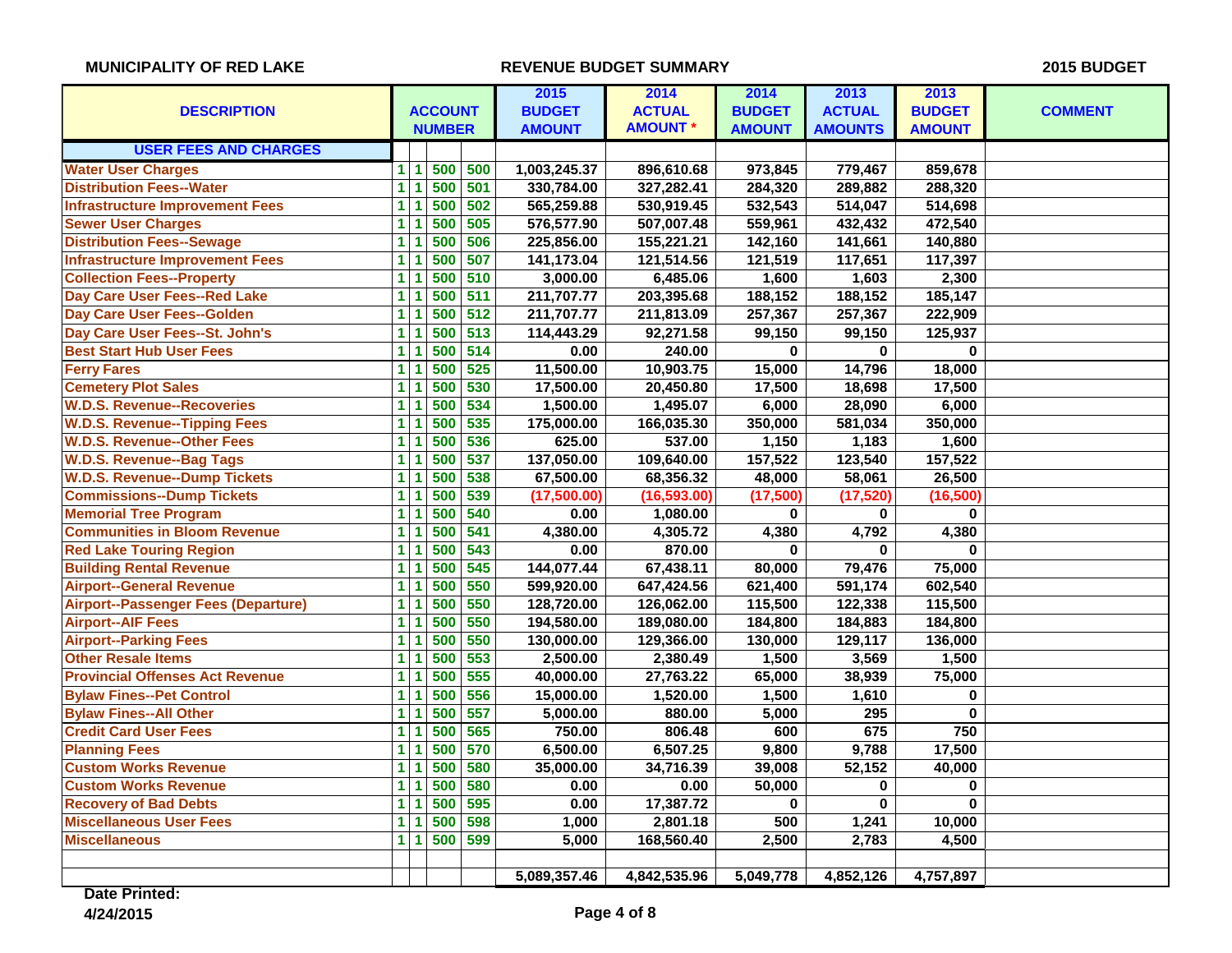**MUNICIPALITY OF RED LAKE** | **REVENUE BUDGET SUMMARY** | **2015 BUDGET**

| DESCRIPTION | ACCOUNT NUMBER | | | | 2015 BUDGET AMOUNT | 2014 ACTUAL AMOUNT * | 2014 BUDGET AMOUNT | 2013 ACTUAL AMOUNTS | 2013 BUDGET AMOUNT | COMMENT |
|---|---|---|---|---|---|---|---|---|---|---|
| **USER FEES AND CHARGES** | | | | | | | | | | |
| Water User Charges | 1 | 1 | 500 | 500 | 1,003,245.37 | 896,610.68 | 973,845 | 779,467 | 859,678 | |
| Distribution Fees--Water | 1 | 1 | 500 | 501 | 330,784.00 | 327,282.41 | 284,320 | 289,882 | 288,320 | |
| Infrastructure Improvement Fees | 1 | 1 | 500 | 502 | 565,259.88 | 530,919.45 | 532,543 | 514,047 | 514,698 | |
| Sewer User Charges | 1 | 1 | 500 | 505 | 576,577.90 | 507,007.48 | 559,961 | 432,432 | 472,540 | |
| Distribution Fees--Sewage | 1 | 1 | 500 | 506 | 225,856.00 | 155,221.21 | 142,160 | 141,661 | 140,880 | |
| Infrastructure Improvement Fees | 1 | 1 | 500 | 507 | 141,173.04 | 121,514.56 | 121,519 | 117,651 | 117,397 | |
| Collection Fees--Property | 1 | 1 | 500 | 510 | 3,000.00 | 6,485.06 | 1,600 | 1,603 | 2,300 | |
| Day Care User Fees--Red Lake | 1 | 1 | 500 | 511 | 211,707.77 | 203,395.68 | 188,152 | 188,152 | 185,147 | |
| Day Care User Fees--Golden | 1 | 1 | 500 | 512 | 211,707.77 | 211,813.09 | 257,367 | 257,367 | 222,909 | |
| Day Care User Fees--St. John's | 1 | 1 | 500 | 513 | 114,443.29 | 92,271.58 | 99,150 | 99,150 | 125,937 | |
| Best Start Hub User Fees | 1 | 1 | 500 | 514 | 0.00 | 240.00 | 0 | 0 | 0 | |
| Ferry Fares | 1 | 1 | 500 | 525 | 11,500.00 | 10,903.75 | 15,000 | 14,796 | 18,000 | |
| Cemetery Plot Sales | 1 | 1 | 500 | 530 | 17,500.00 | 20,450.80 | 17,500 | 18,698 | 17,500 | |
| W.D.S. Revenue--Recoveries | 1 | 1 | 500 | 534 | 1,500.00 | 1,495.07 | 6,000 | 28,090 | 6,000 | |
| W.D.S. Revenue--Tipping Fees | 1 | 1 | 500 | 535 | 175,000.00 | 166,035.30 | 350,000 | 581,034 | 350,000 | |
| W.D.S. Revenue--Other Fees | 1 | 1 | 500 | 536 | 625.00 | 537.00 | 1,150 | 1,183 | 1,600 | |
| W.D.S. Revenue--Bag Tags | 1 | 1 | 500 | 537 | 137,050.00 | 109,640.00 | 157,522 | 123,540 | 157,522 | |
| W.D.S. Revenue--Dump Tickets | 1 | 1 | 500 | 538 | 67,500.00 | 68,356.32 | 48,000 | 58,061 | 26,500 | |
| Commissions--Dump Tickets | 1 | 1 | 500 | 539 | (17,500.00) | (16,593.00) | (17,500) | (17,520) | (16,500) | |
| Memorial Tree Program | 1 | 1 | 500 | 540 | 0.00 | 1,080.00 | 0 | 0 | 0 | |
| Communities in Bloom Revenue | 1 | 1 | 500 | 541 | 4,380.00 | 4,305.72 | 4,380 | 4,792 | 4,380 | |
| Red Lake Touring Region | 1 | 1 | 500 | 543 | 0.00 | 870.00 | 0 | 0 | 0 | |
| Building Rental Revenue | 1 | 1 | 500 | 545 | 144,077.44 | 67,438.11 | 80,000 | 79,476 | 75,000 | |
| Airport--General Revenue | 1 | 1 | 500 | 550 | 599,920.00 | 647,424.56 | 621,400 | 591,174 | 602,540 | |
| Airport--Passenger Fees (Departure) | 1 | 1 | 500 | 550 | 128,720.00 | 126,062.00 | 115,500 | 122,338 | 115,500 | |
| Airport--AIF Fees | 1 | 1 | 500 | 550 | 194,580.00 | 189,080.00 | 184,800 | 184,883 | 184,800 | |
| Airport--Parking Fees | 1 | 1 | 500 | 550 | 130,000.00 | 129,366.00 | 130,000 | 129,117 | 136,000 | |
| Other Resale Items | 1 | 1 | 500 | 553 | 2,500.00 | 2,380.49 | 1,500 | 3,569 | 1,500 | |
| Provincial Offenses Act Revenue | 1 | 1 | 500 | 555 | 40,000.00 | 27,763.22 | 65,000 | 38,939 | 75,000 | |
| Bylaw Fines--Pet Control | 1 | 1 | 500 | 556 | 15,000.00 | 1,520.00 | 1,500 | 1,610 | 0 | |
| Bylaw Fines--All Other | 1 | 1 | 500 | 557 | 5,000.00 | 880.00 | 5,000 | 295 | 0 | |
| Credit Card User Fees | 1 | 1 | 500 | 565 | 750.00 | 806.48 | 600 | 675 | 750 | |
| Planning Fees | 1 | 1 | 500 | 570 | 6,500.00 | 6,507.25 | 9,800 | 9,788 | 17,500 | |
| Custom Works Revenue | 1 | 1 | 500 | 580 | 35,000.00 | 34,716.39 | 39,008 | 52,152 | 40,000 | |
| Custom Works Revenue | 1 | 1 | 500 | 580 | 0.00 | 0.00 | 50,000 | 0 | 0 | |
| Recovery of Bad Debts | 1 | 1 | 500 | 595 | 0.00 | 17,387.72 | 0 | 0 | 0 | |
| Miscellaneous User Fees | 1 | 1 | 500 | 598 | 1,000 | 2,801.18 | 500 | 1,241 | 10,000 | |
| Miscellaneous | 1 | 1 | 500 | 599 | 5,000 | 168,560.40 | 2,500 | 2,783 | 4,500 | |
| | | | | | | | | | | |
| | | | | | 5,089,357.46 | 4,842,535.96 | 5,049,778 | 4,852,126 | 4,757,897 | |

**Date Printed:**
**4/24/2015**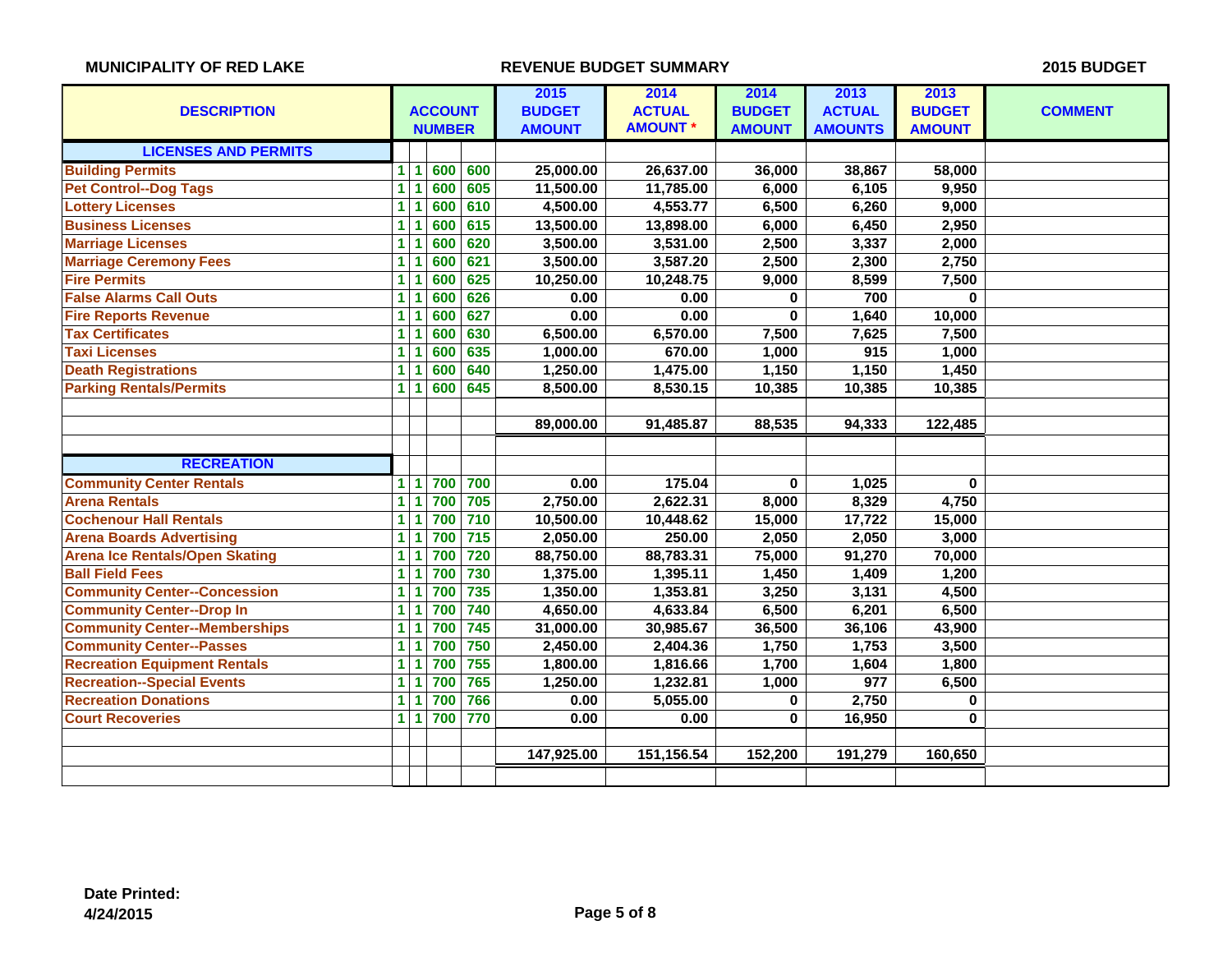**MUNICIPALITY OF RED LAKE** — **REVENUE BUDGET SUMMARY** — **2015 BUDGET**

| DESCRIPTION | ACCOUNT NUMBER | | | | 2015 BUDGET AMOUNT | 2014 ACTUAL AMOUNT * | 2014 BUDGET AMOUNT | 2013 ACTUAL AMOUNTS | 2013 BUDGET AMOUNT | COMMENT |
|---|---|---|---|---|---|---|---|---|---|---|
| **LICENSES AND PERMITS** | | | | | | | | | | |
| Building Permits | 1 | 1 | 600 | 600 | 25,000.00 | 26,637.00 | 36,000 | 38,867 | 58,000 | |
| Pet Control--Dog Tags | 1 | 1 | 600 | 605 | 11,500.00 | 11,785.00 | 6,000 | 6,105 | 9,950 | |
| Lottery Licenses | 1 | 1 | 600 | 610 | 4,500.00 | 4,553.77 | 6,500 | 6,260 | 9,000 | |
| Business Licenses | 1 | 1 | 600 | 615 | 13,500.00 | 13,898.00 | 6,000 | 6,450 | 2,950 | |
| Marriage Licenses | 1 | 1 | 600 | 620 | 3,500.00 | 3,531.00 | 2,500 | 3,337 | 2,000 | |
| Marriage Ceremony Fees | 1 | 1 | 600 | 621 | 3,500.00 | 3,587.20 | 2,500 | 2,300 | 2,750 | |
| Fire Permits | 1 | 1 | 600 | 625 | 10,250.00 | 10,248.75 | 9,000 | 8,599 | 7,500 | |
| False Alarms Call Outs | 1 | 1 | 600 | 626 | 0.00 | 0.00 | 0 | 700 | 0 | |
| Fire Reports Revenue | 1 | 1 | 600 | 627 | 0.00 | 0.00 | 0 | 1,640 | 10,000 | |
| Tax Certificates | 1 | 1 | 600 | 630 | 6,500.00 | 6,570.00 | 7,500 | 7,625 | 7,500 | |
| Taxi Licenses | 1 | 1 | 600 | 635 | 1,000.00 | 670.00 | 1,000 | 915 | 1,000 | |
| Death Registrations | 1 | 1 | 600 | 640 | 1,250.00 | 1,475.00 | 1,150 | 1,150 | 1,450 | |
| Parking Rentals/Permits | 1 | 1 | 600 | 645 | 8,500.00 | 8,530.15 | 10,385 | 10,385 | 10,385 | |
| | | | | | | | | | | |
| | | | | | 89,000.00 | 91,485.87 | 88,535 | 94,333 | 122,485 | |
| | | | | | | | | | | |
| **RECREATION** | | | | | | | | | | |
| Community Center Rentals | 1 | 1 | 700 | 700 | 0.00 | 175.04 | 0 | 1,025 | 0 | |
| Arena Rentals | 1 | 1 | 700 | 705 | 2,750.00 | 2,622.31 | 8,000 | 8,329 | 4,750 | |
| Cochenour Hall Rentals | 1 | 1 | 700 | 710 | 10,500.00 | 10,448.62 | 15,000 | 17,722 | 15,000 | |
| Arena Boards Advertising | 1 | 1 | 700 | 715 | 2,050.00 | 250.00 | 2,050 | 2,050 | 3,000 | |
| Arena Ice Rentals/Open Skating | 1 | 1 | 700 | 720 | 88,750.00 | 88,783.31 | 75,000 | 91,270 | 70,000 | |
| Ball Field Fees | 1 | 1 | 700 | 730 | 1,375.00 | 1,395.11 | 1,450 | 1,409 | 1,200 | |
| Community Center--Concession | 1 | 1 | 700 | 735 | 1,350.00 | 1,353.81 | 3,250 | 3,131 | 4,500 | |
| Community Center--Drop In | 1 | 1 | 700 | 740 | 4,650.00 | 4,633.84 | 6,500 | 6,201 | 6,500 | |
| Community Center--Memberships | 1 | 1 | 700 | 745 | 31,000.00 | 30,985.67 | 36,500 | 36,106 | 43,900 | |
| Community Center--Passes | 1 | 1 | 700 | 750 | 2,450.00 | 2,404.36 | 1,750 | 1,753 | 3,500 | |
| Recreation Equipment Rentals | 1 | 1 | 700 | 755 | 1,800.00 | 1,816.66 | 1,700 | 1,604 | 1,800 | |
| Recreation--Special Events | 1 | 1 | 700 | 765 | 1,250.00 | 1,232.81 | 1,000 | 977 | 6,500 | |
| Recreation Donations | 1 | 1 | 700 | 766 | 0.00 | 5,055.00 | 0 | 2,750 | 0 | |
| Court Recoveries | 1 | 1 | 700 | 770 | 0.00 | 0.00 | 0 | 16,950 | 0 | |
| | | | | | | | | | | |
| | | | | | 147,925.00 | 151,156.54 | 152,200 | 191,279 | 160,650 | |

**Date Printed:**
**4/24/2015**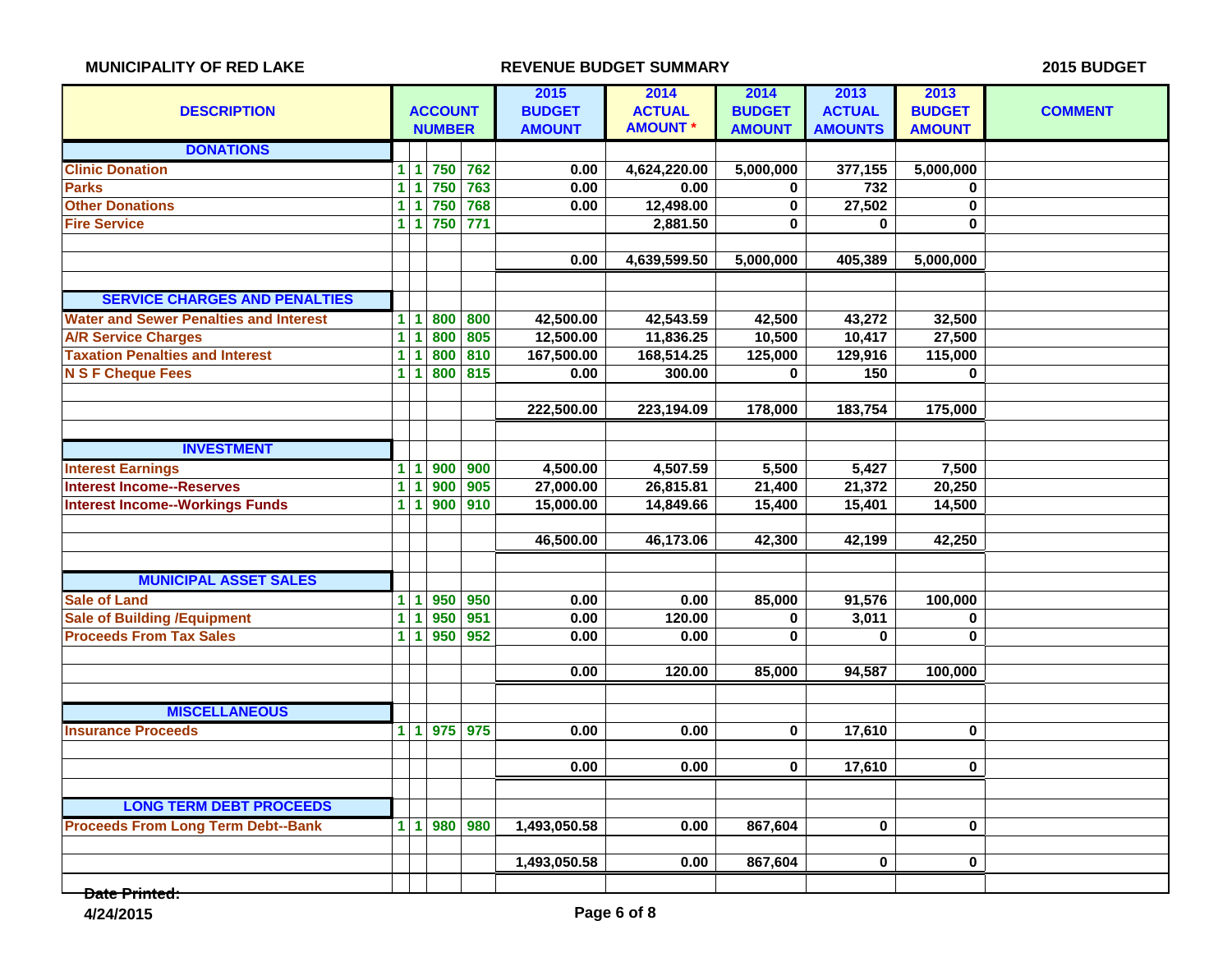**MUNICIPALITY OF RED LAKE** | **REVENUE BUDGET SUMMARY** | **2015 BUDGET**

| DESCRIPTION | ACCOUNT NUMBER | | | | 2015 BUDGET AMOUNT | 2014 ACTUAL AMOUNT * | 2014 BUDGET AMOUNT | 2013 ACTUAL AMOUNTS | 2013 BUDGET AMOUNT | COMMENT |
|---|---|---|---|---|---|---|---|---|---|---|
| **DONATIONS** | | | | | | | | | | |
| Clinic Donation | 1 | 1 | 750 | 762 | 0.00 | 4,624,220.00 | 5,000,000 | 377,155 | 5,000,000 | |
| Parks | 1 | 1 | 750 | 763 | 0.00 | 0.00 | 0 | 732 | 0 | |
| Other Donations | 1 | 1 | 750 | 768 | 0.00 | 12,498.00 | 0 | 27,502 | 0 | |
| Fire Service | 1 | 1 | 750 | 771 | | 2,881.50 | 0 | 0 | 0 | |
| | | | | | 0.00 | 4,639,599.50 | 5,000,000 | 405,389 | 5,000,000 | |
| **SERVICE CHARGES AND PENALTIES** | | | | | | | | | | |
| Water and Sewer Penalties and Interest | 1 | 1 | 800 | 800 | 42,500.00 | 42,543.59 | 42,500 | 43,272 | 32,500 | |
| A/R Service Charges | 1 | 1 | 800 | 805 | 12,500.00 | 11,836.25 | 10,500 | 10,417 | 27,500 | |
| Taxation Penalties and Interest | 1 | 1 | 800 | 810 | 167,500.00 | 168,514.25 | 125,000 | 129,916 | 115,000 | |
| N S F Cheque Fees | 1 | 1 | 800 | 815 | 0.00 | 300.00 | 0 | 150 | 0 | |
| | | | | | 222,500.00 | 223,194.09 | 178,000 | 183,754 | 175,000 | |
| **INVESTMENT** | | | | | | | | | | |
| Interest Earnings | 1 | 1 | 900 | 900 | 4,500.00 | 4,507.59 | 5,500 | 5,427 | 7,500 | |
| Interest Income--Reserves | 1 | 1 | 900 | 905 | 27,000.00 | 26,815.81 | 21,400 | 21,372 | 20,250 | |
| Interest Income--Workings Funds | 1 | 1 | 900 | 910 | 15,000.00 | 14,849.66 | 15,400 | 15,401 | 14,500 | |
| | | | | | 46,500.00 | 46,173.06 | 42,300 | 42,199 | 42,250 | |
| **MUNICIPAL ASSET SALES** | | | | | | | | | | |
| Sale of Land | 1 | 1 | 950 | 950 | 0.00 | 0.00 | 85,000 | 91,576 | 100,000 | |
| Sale of Building /Equipment | 1 | 1 | 950 | 951 | 0.00 | 120.00 | 0 | 3,011 | 0 | |
| Proceeds From Tax Sales | 1 | 1 | 950 | 952 | 0.00 | 0.00 | 0 | 0 | 0 | |
| | | | | | 0.00 | 120.00 | 85,000 | 94,587 | 100,000 | |
| **MISCELLANEOUS** | | | | | | | | | | |
| Insurance Proceeds | 1 | 1 | 975 | 975 | 0.00 | 0.00 | 0 | 17,610 | 0 | |
| | | | | | 0.00 | 0.00 | 0 | 17,610 | 0 | |
| **LONG TERM DEBT PROCEEDS** | | | | | | | | | | |
| Proceeds From Long Term Debt--Bank | 1 | 1 | 980 | 980 | 1,493,050.58 | 0.00 | 867,604 | 0 | 0 | |
| | | | | | 1,493,050.58 | 0.00 | 867,604 | 0 | 0 | |

Date Printed:
4/24/2015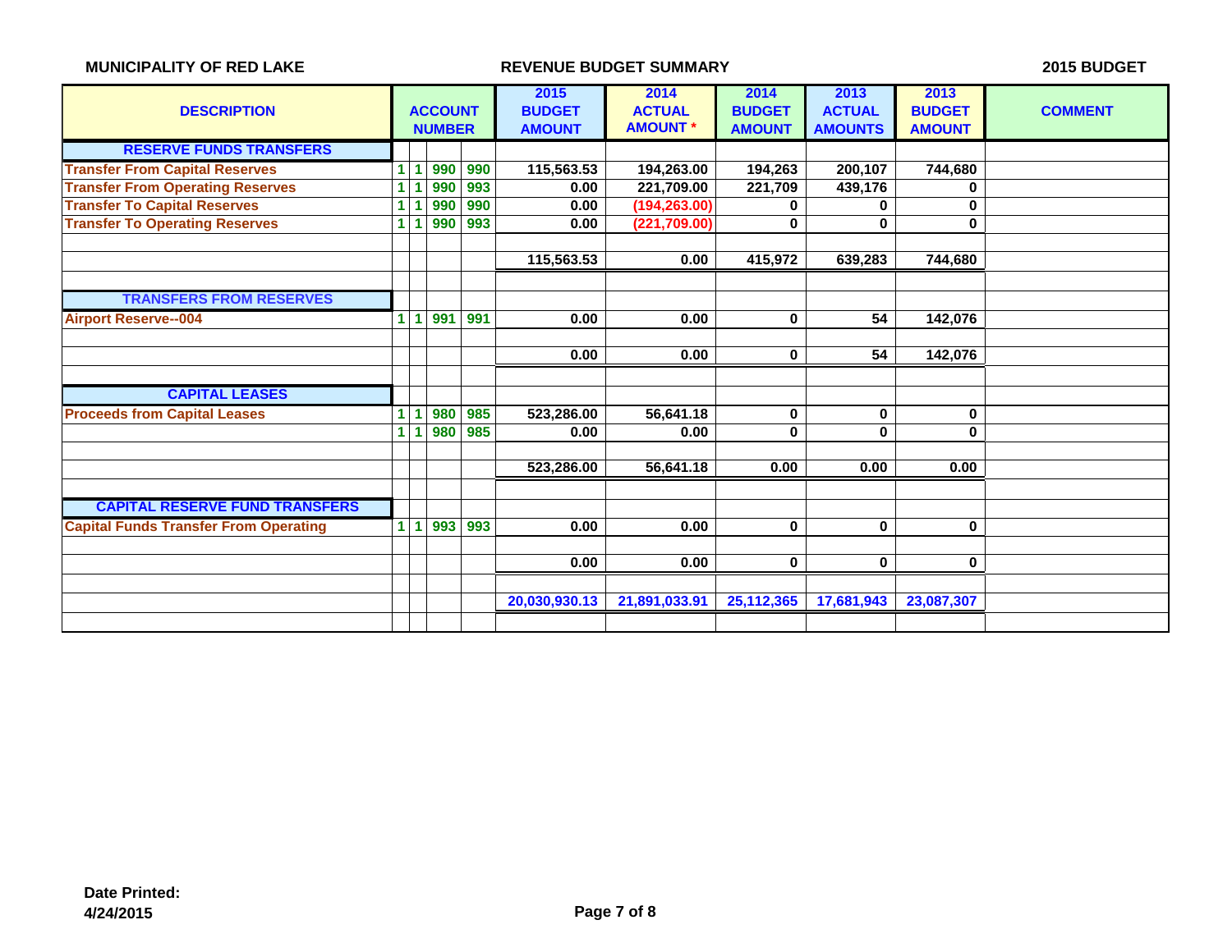MUNICIPALITY OF RED LAKE — REVENUE BUDGET SUMMARY — 2015 BUDGET

| DESCRIPTION | ACCOUNT NUMBER | | | | 2015 BUDGET AMOUNT | 2014 ACTUAL AMOUNT * | 2014 BUDGET AMOUNT | 2013 ACTUAL AMOUNTS | 2013 BUDGET AMOUNT | COMMENT |
|---|---|---|---|---|---|---|---|---|---|---|
| **RESERVE FUNDS TRANSFERS** | | | | | | | | | | |
| Transfer From Capital Reserves | 1 | 1 | 990 | 990 | 115,563.53 | 194,263.00 | 194,263 | 200,107 | 744,680 | |
| Transfer From Operating Reserves | 1 | 1 | 990 | 993 | 0.00 | 221,709.00 | 221,709 | 439,176 | 0 | |
| Transfer To Capital Reserves | 1 | 1 | 990 | 990 | 0.00 | (194,263.00) | 0 | 0 | 0 | |
| Transfer To Operating Reserves | 1 | 1 | 990 | 993 | 0.00 | (221,709.00) | 0 | 0 | 0 | |
| | | | | | | | | | | |
| | | | | | 115,563.53 | 0.00 | 415,972 | 639,283 | 744,680 | |
| | | | | | | | | | | |
| **TRANSFERS FROM RESERVES** | | | | | | | | | | |
| Airport Reserve--004 | 1 | 1 | 991 | 991 | 0.00 | 0.00 | 0 | 54 | 142,076 | |
| | | | | | | | | | | |
| | | | | | 0.00 | 0.00 | 0 | 54 | 142,076 | |
| | | | | | | | | | | |
| **CAPITAL LEASES** | | | | | | | | | | |
| Proceeds from Capital Leases | 1 | 1 | 980 | 985 | 523,286.00 | 56,641.18 | 0 | 0 | 0 | |
| | 1 | 1 | 980 | 985 | 0.00 | 0.00 | 0 | 0 | 0 | |
| | | | | | | | | | | |
| | | | | | 523,286.00 | 56,641.18 | 0.00 | 0.00 | 0.00 | |
| | | | | | | | | | | |
| **CAPITAL RESERVE FUND TRANSFERS** | | | | | | | | | | |
| Capital Funds Transfer From Operating | 1 | 1 | 993 | 993 | 0.00 | 0.00 | 0 | 0 | 0 | |
| | | | | | | | | | | |
| | | | | | 0.00 | 0.00 | 0 | 0 | 0 | |
| | | | | | | | | | | |
| | | | | | 20,030,930.13 | 21,891,033.91 | 25,112,365 | 17,681,943 | 23,087,307 | |

Date Printed:
4/24/2015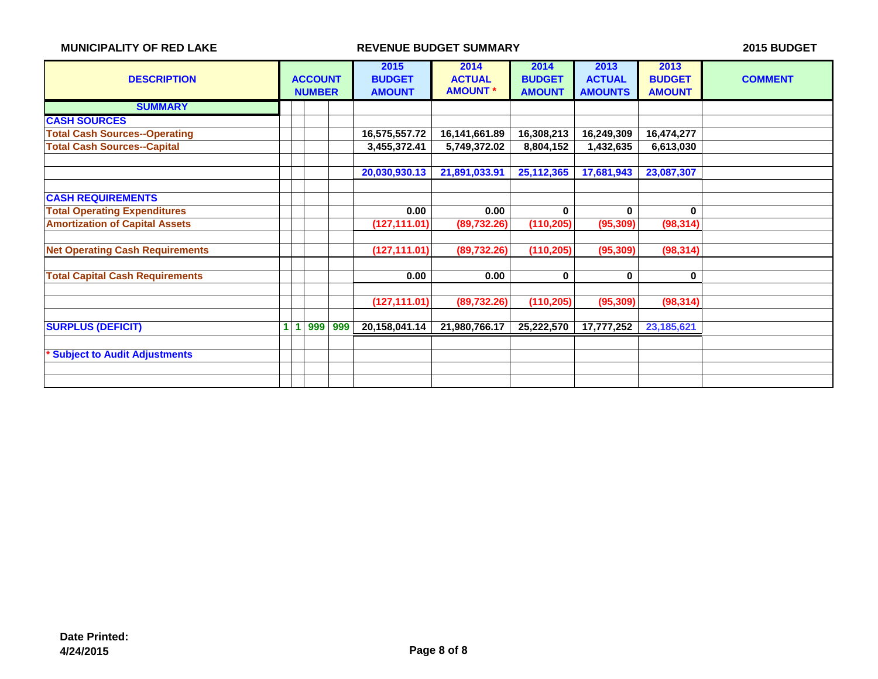**MUNICIPALITY OF RED LAKE** — **REVENUE BUDGET SUMMARY** — **2015 BUDGET**

| DESCRIPTION | ACCOUNT NUMBER | | | | 2015 BUDGET AMOUNT | 2014 ACTUAL AMOUNT * | 2014 BUDGET AMOUNT | 2013 ACTUAL AMOUNTS | 2013 BUDGET AMOUNT | COMMENT |
|---|---|---|---|---|---|---|---|---|---|---|
| **SUMMARY** | | | | | | | | | | |
| **CASH SOURCES** | | | | | | | | | | |
| Total Cash Sources--Operating | | | | | 16,575,557.72 | 16,141,661.89 | 16,308,213 | 16,249,309 | 16,474,277 | |
| Total Cash Sources--Capital | | | | | 3,455,372.41 | 5,749,372.02 | 8,804,152 | 1,432,635 | 6,613,030 | |
| | | | | | | | | | | |
| | | | | | 20,030,930.13 | 21,891,033.91 | 25,112,365 | 17,681,943 | 23,087,307 | |
| | | | | | | | | | | |
| **CASH REQUIREMENTS** | | | | | | | | | | |
| Total Operating Expenditures | | | | | 0.00 | 0.00 | 0 | 0 | 0 | |
| Amortization of Capital Assets | | | | | (127,111.01) | (89,732.26) | (110,205) | (95,309) | (98,314) | |
| | | | | | | | | | | |
| Net Operating Cash Requirements | | | | | (127,111.01) | (89,732.26) | (110,205) | (95,309) | (98,314) | |
| | | | | | | | | | | |
| Total Capital Cash Requirements | | | | | 0.00 | 0.00 | 0 | 0 | 0 | |
| | | | | | | | | | | |
| | | | | | (127,111.01) | (89,732.26) | (110,205) | (95,309) | (98,314) | |
| | | | | | | | | | | |
| **SURPLUS (DEFICIT)** | 1 | 1 | 999 | 999 | 20,158,041.14 | 21,980,766.17 | 25,222,570 | 17,777,252 | 23,185,621 | |
| | | | | | | | | | | |
| * Subject to Audit Adjustments | | | | | | | | | | |

**Date Printed:**
**4/24/2015**